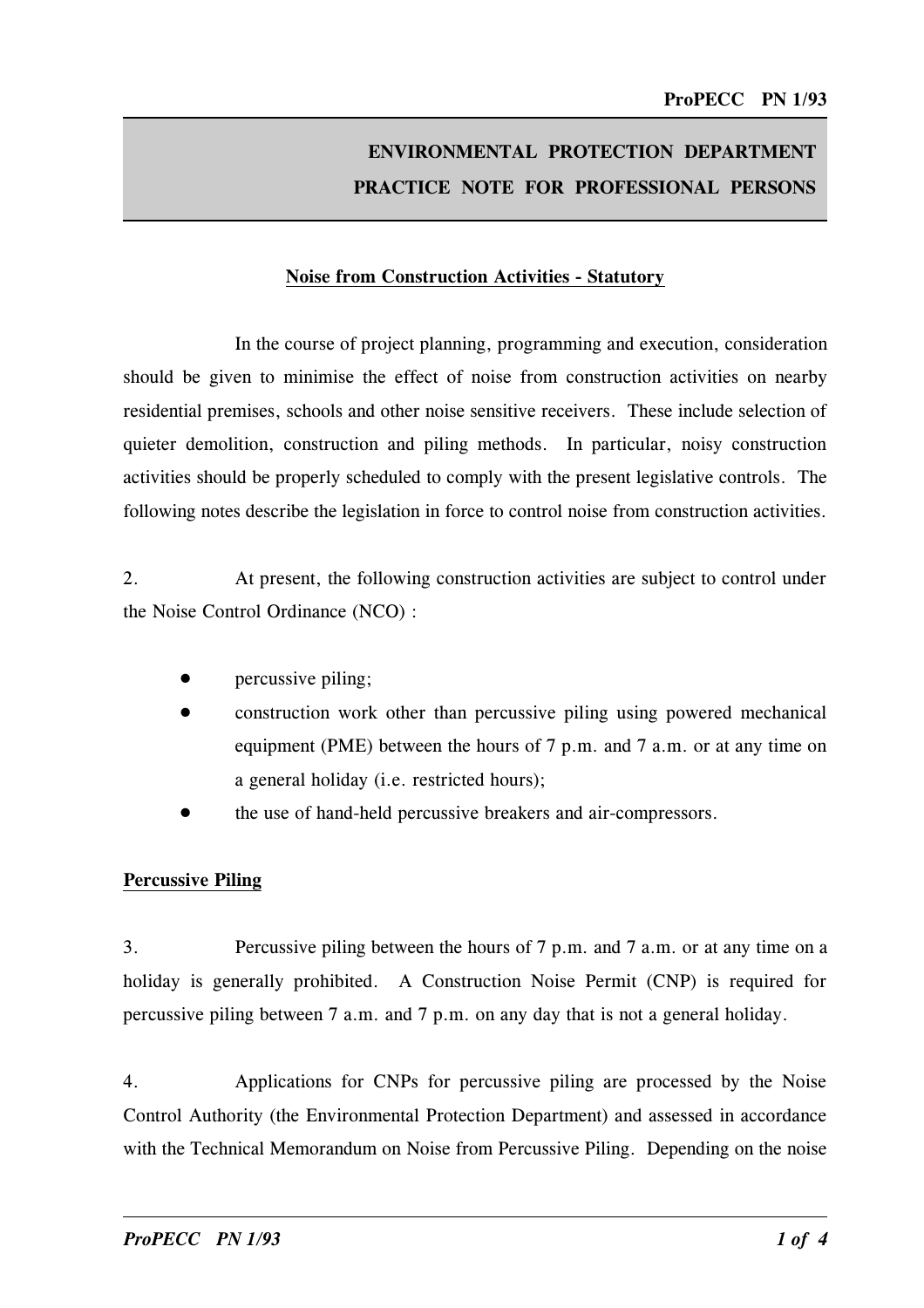**ENVIRONMENTAL PROTECTION DEPARTMENT**
**PRACTICE NOTE FOR PROFESSIONAL PERSONS**

## Noise from Construction Activities - Statutory

In the course of project planning, programming and execution, consideration should be given to minimise the effect of noise from construction activities on nearby residential premises, schools and other noise sensitive receivers. These include selection of quieter demolition, construction and piling methods. In particular, noisy construction activities should be properly scheduled to comply with the present legislative controls. The following notes describe the legislation in force to control noise from construction activities.

2. At present, the following construction activities are subject to control under the Noise Control Ordinance (NCO) :

- percussive piling;
- construction work other than percussive piling using powered mechanical equipment (PME) between the hours of 7 p.m. and 7 a.m. or at any time on a general holiday (i.e. restricted hours);
- the use of hand-held percussive breakers and air-compressors.

### Percussive Piling

3. Percussive piling between the hours of 7 p.m. and 7 a.m. or at any time on a holiday is generally prohibited. A Construction Noise Permit (CNP) is required for percussive piling between 7 a.m. and 7 p.m. on any day that is not a general holiday.

4. Applications for CNPs for percussive piling are processed by the Noise Control Authority (the Environmental Protection Department) and assessed in accordance with the Technical Memorandum on Noise from Percussive Piling. Depending on the noise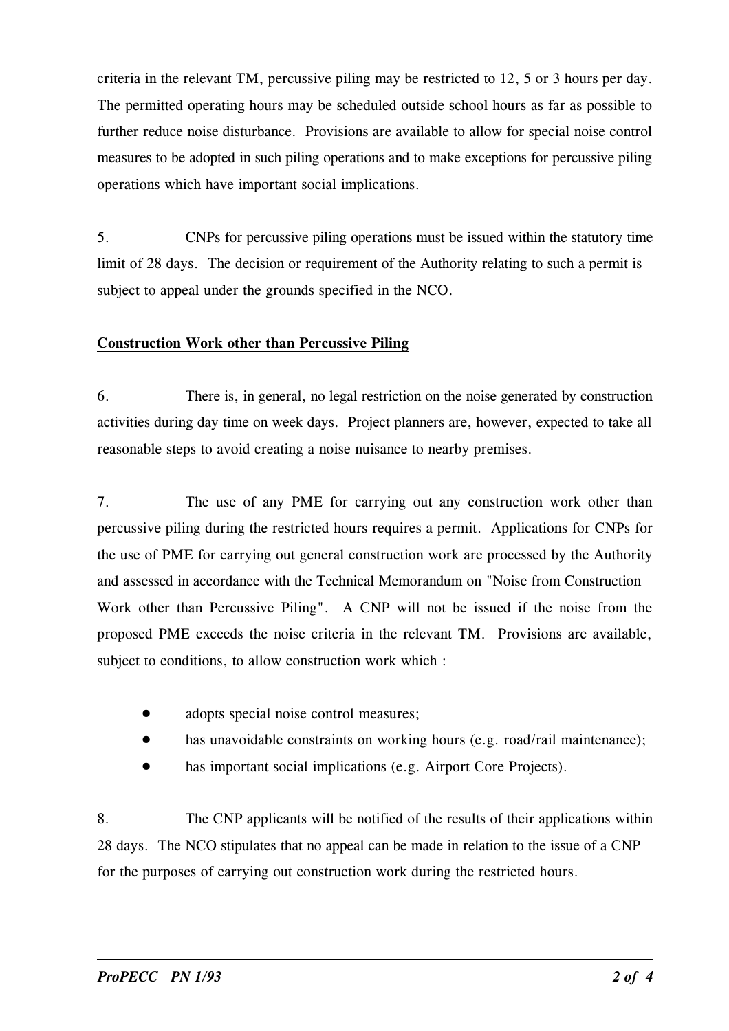criteria in the relevant TM, percussive piling may be restricted to 12, 5 or 3 hours per day. The permitted operating hours may be scheduled outside school hours as far as possible to further reduce noise disturbance. Provisions are available to allow for special noise control measures to be adopted in such piling operations and to make exceptions for percussive piling operations which have important social implications.

5. CNPs for percussive piling operations must be issued within the statutory time limit of 28 days. The decision or requirement of the Authority relating to such a permit is subject to appeal under the grounds specified in the NCO.

**Construction Work other than Percussive Piling**

6. There is, in general, no legal restriction on the noise generated by construction activities during day time on week days. Project planners are, however, expected to take all reasonable steps to avoid creating a noise nuisance to nearby premises.

7. The use of any PME for carrying out any construction work other than percussive piling during the restricted hours requires a permit. Applications for CNPs for the use of PME for carrying out general construction work are processed by the Authority and assessed in accordance with the Technical Memorandum on "Noise from Construction Work other than Percussive Piling". A CNP will not be issued if the noise from the proposed PME exceeds the noise criteria in the relevant TM. Provisions are available, subject to conditions, to allow construction work which :

- adopts special noise control measures;
- has unavoidable constraints on working hours (e.g. road/rail maintenance);
- has important social implications (e.g. Airport Core Projects).

8. The CNP applicants will be notified of the results of their applications within 28 days. The NCO stipulates that no appeal can be made in relation to the issue of a CNP for the purposes of carrying out construction work during the restricted hours.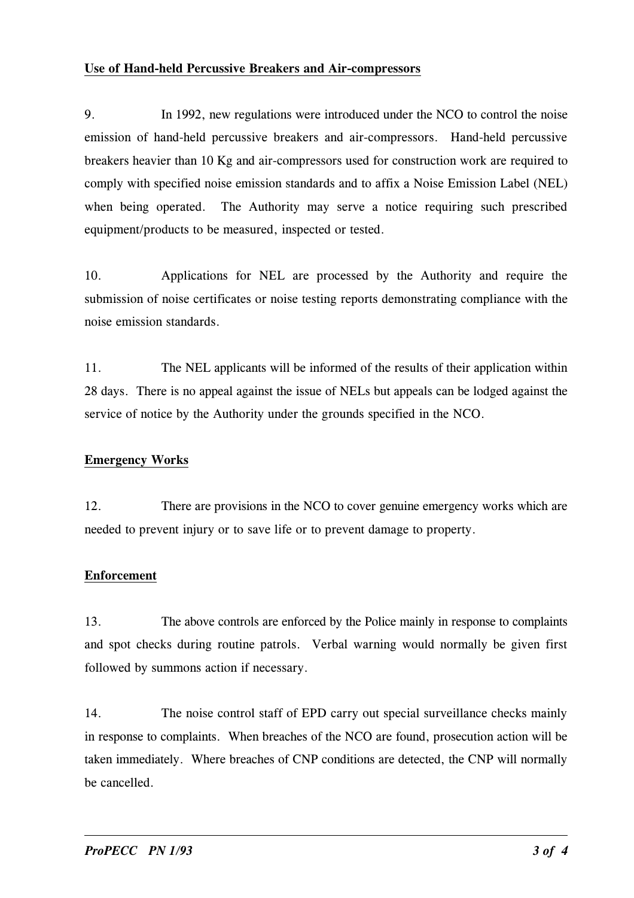**Use of Hand-held Percussive Breakers and Air-compressors**

9. In 1992, new regulations were introduced under the NCO to control the noise emission of hand-held percussive breakers and air-compressors. Hand-held percussive breakers heavier than 10 Kg and air-compressors used for construction work are required to comply with specified noise emission standards and to affix a Noise Emission Label (NEL) when being operated. The Authority may serve a notice requiring such prescribed equipment/products to be measured, inspected or tested.

10. Applications for NEL are processed by the Authority and require the submission of noise certificates or noise testing reports demonstrating compliance with the noise emission standards.

11. The NEL applicants will be informed of the results of their application within 28 days. There is no appeal against the issue of NELs but appeals can be lodged against the service of notice by the Authority under the grounds specified in the NCO.

**Emergency Works**

12. There are provisions in the NCO to cover genuine emergency works which are needed to prevent injury or to save life or to prevent damage to property.

**Enforcement**

13. The above controls are enforced by the Police mainly in response to complaints and spot checks during routine patrols. Verbal warning would normally be given first followed by summons action if necessary.

14. The noise control staff of EPD carry out special surveillance checks mainly in response to complaints. When breaches of the NCO are found, prosecution action will be taken immediately. Where breaches of CNP conditions are detected, the CNP will normally be cancelled.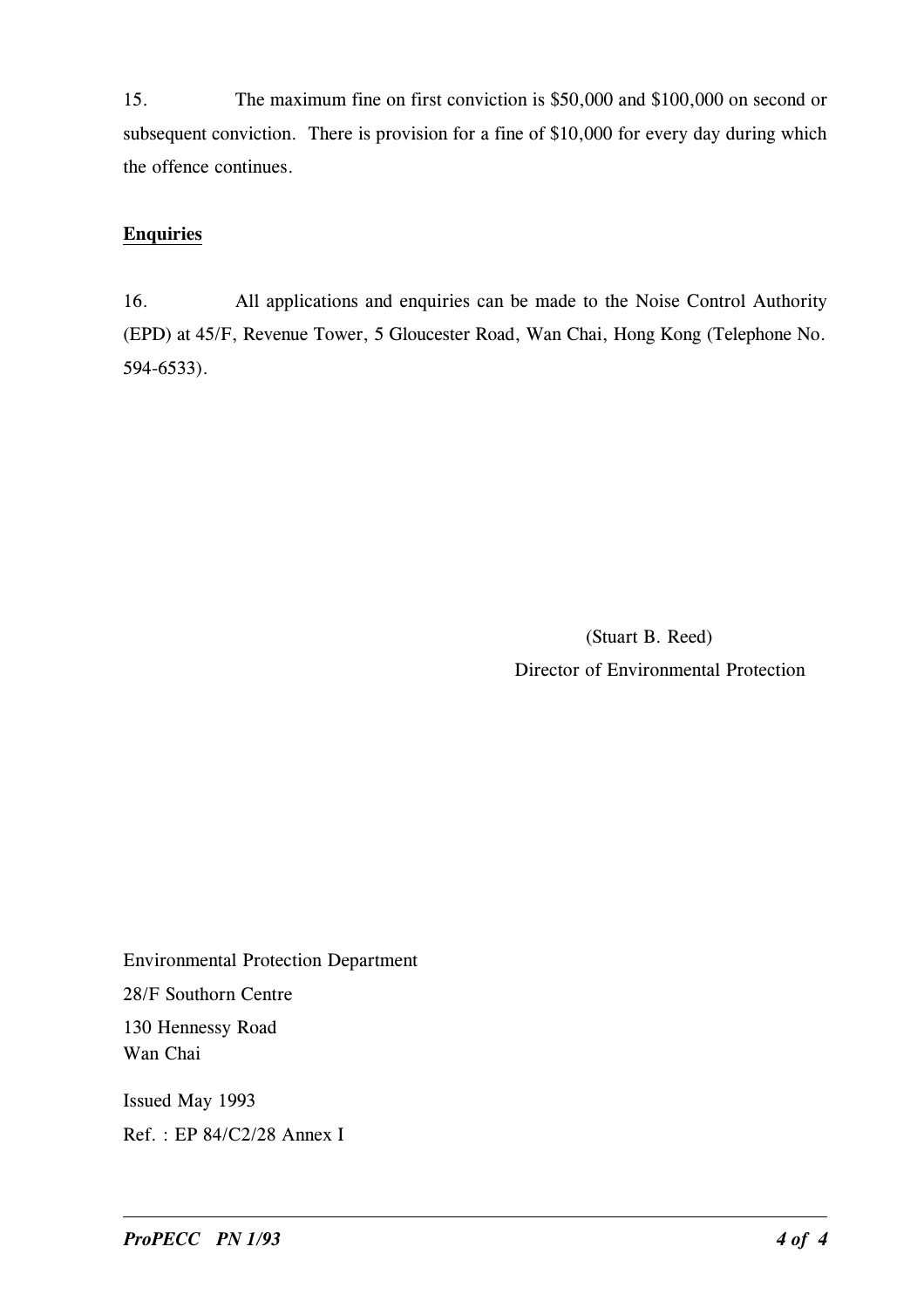15. The maximum fine on first conviction is $50,000 and $100,000 on second or subsequent conviction. There is provision for a fine of $10,000 for every day during which the offence continues.

**Enquiries**

16. All applications and enquiries can be made to the Noise Control Authority (EPD) at 45/F, Revenue Tower, 5 Gloucester Road, Wan Chai, Hong Kong (Telephone No. 594-6533).

(Stuart B. Reed)
Director of Environmental Protection

Environmental Protection Department
28/F Southorn Centre
130 Hennessy Road
Wan Chai

Issued May 1993
Ref. : EP 84/C2/28 Annex I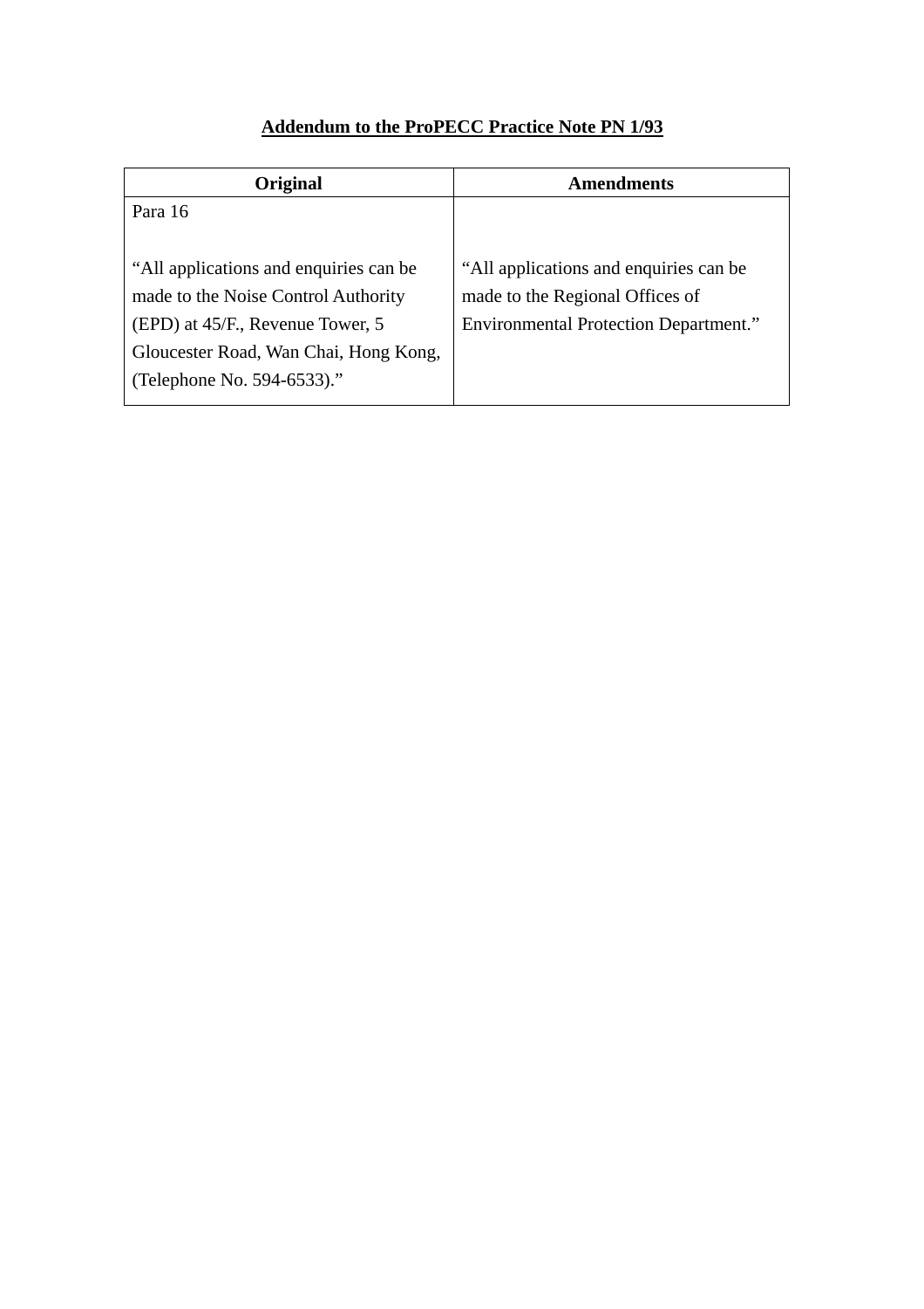**<u>Addendum to the ProPECC Practice Note PN 1/93</u>**

| Original | Amendments |
|---|---|
| Para 16<br><br>"All applications and enquiries can be made to the Noise Control Authority (EPD) at 45/F., Revenue Tower, 5 Gloucester Road, Wan Chai, Hong Kong, (Telephone No. 594-6533)." | "All applications and enquiries can be made to the Regional Offices of Environmental Protection Department." |